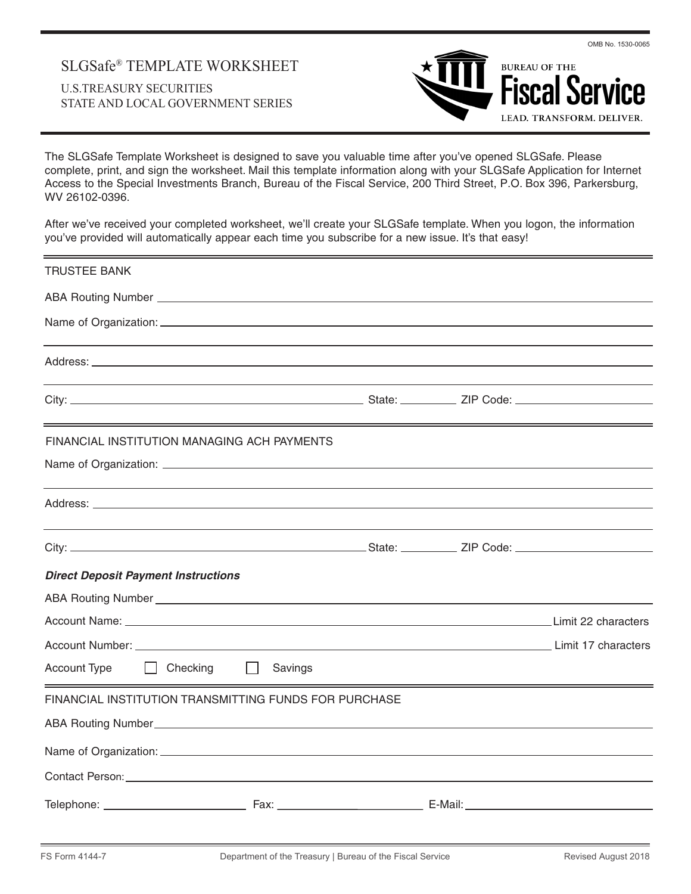OMB No. 1530-0065

# SLGSafe® TEMPLATE WORKSHEET

U.S.TREASURY SECURITIES
STATE AND LOCAL GOVERNMENT SERIES

BUREAU OF THE **Fiscal Service**
LEAD. TRANSFORM. DELIVER.

The SLGSafe Template Worksheet is designed to save you valuable time after you've opened SLGSafe. Please complete, print, and sign the worksheet. Mail this template information along with your SLGSafe Application for Internet Access to the Special Investments Branch, Bureau of the Fiscal Service, 200 Third Street, P.O. Box 396, Parkersburg, WV 26102-0396.

After we've received your completed worksheet, we'll create your SLGSafe template. When you logon, the information you've provided will automatically appear each time you subscribe for a new issue. It's that easy!

## TRUSTEE BANK

ABA Routing Number ______________________________

Name of Organization: ______________________________

______________________________

Address: ______________________________

______________________________

City: ______________________________ State: __________ ZIP Code: ______________________________

## FINANCIAL INSTITUTION MANAGING ACH PAYMENTS

Name of Organization: ______________________________

______________________________

Address: ______________________________

______________________________

City: ______________________________ State: __________ ZIP Code: ______________________________

***Direct Deposit Payment Instructions***

ABA Routing Number ______________________________

Account Name: ______________________________ Limit 22 characters

Account Number: ______________________________ Limit 17 characters

Account Type ☐ Checking ☐ Savings

## FINANCIAL INSTITUTION TRANSMITTING FUNDS FOR PURCHASE

ABA Routing Number ______________________________

Name of Organization: ______________________________

Contact Person: ______________________________

Telephone: ____________________ Fax: ____________________ E-Mail: ____________________

FS Form 4144-7 | Department of the Treasury | Bureau of the Fiscal Service | Revised August 2018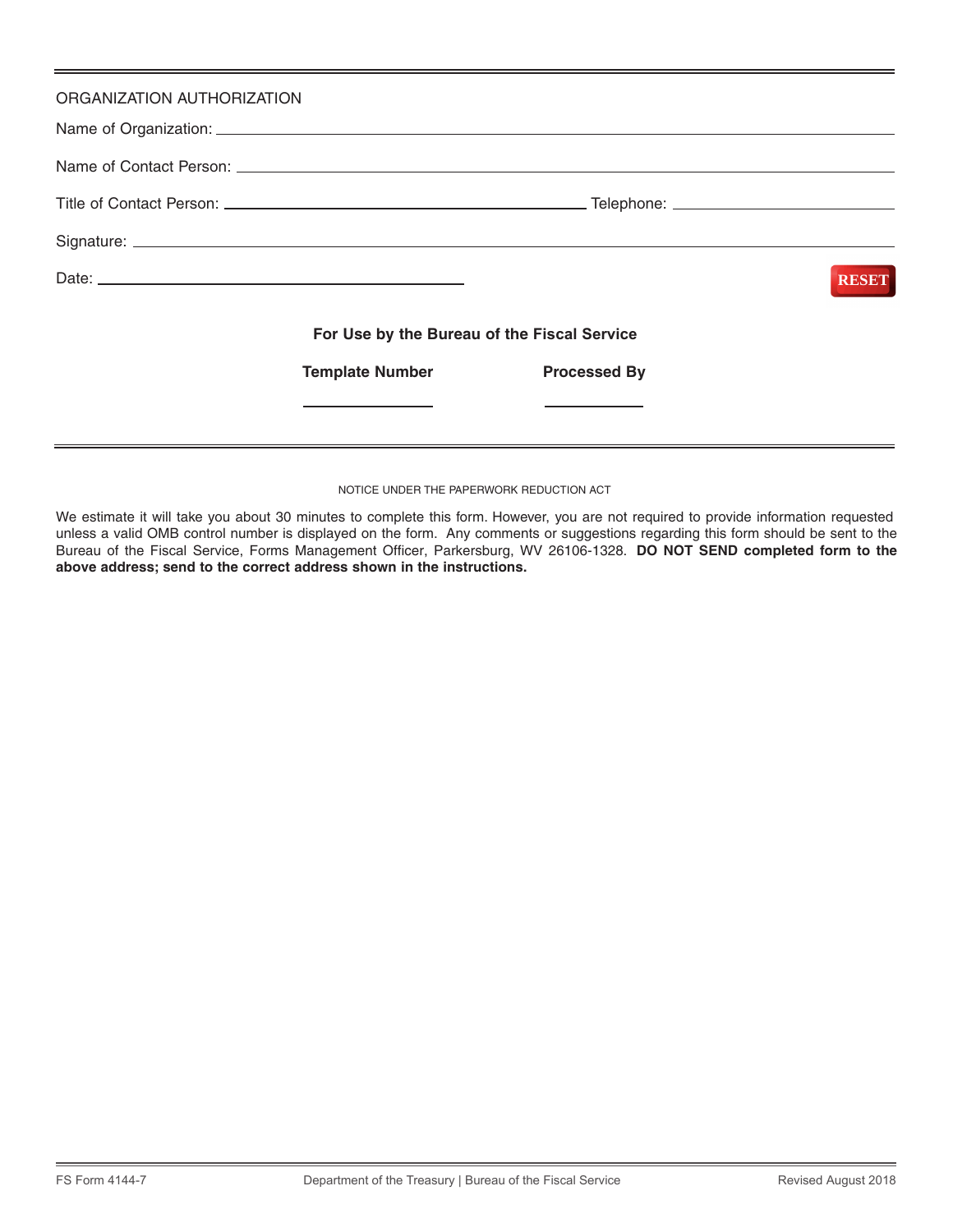## ORGANIZATION AUTHORIZATION

Name of Organization: ______________________________

Name of Contact Person: ______________________________

Title of Contact Person: ______________________________ Telephone: ______________________________

Signature: ______________________________

Date: ______________________________

RESET

**For Use by the Bureau of the Fiscal Service**

| Template Number | Processed By |
|---|---|
| ______________ | ______________ |

NOTICE UNDER THE PAPERWORK REDUCTION ACT

We estimate it will take you about 30 minutes to complete this form. However, you are not required to provide information requested unless a valid OMB control number is displayed on the form. Any comments or suggestions regarding this form should be sent to the Bureau of the Fiscal Service, Forms Management Officer, Parkersburg, WV 26106-1328. **DO NOT SEND completed form to the above address; send to the correct address shown in the instructions.**

FS Form 4144-7 Department of the Treasury | Bureau of the Fiscal Service Revised August 2018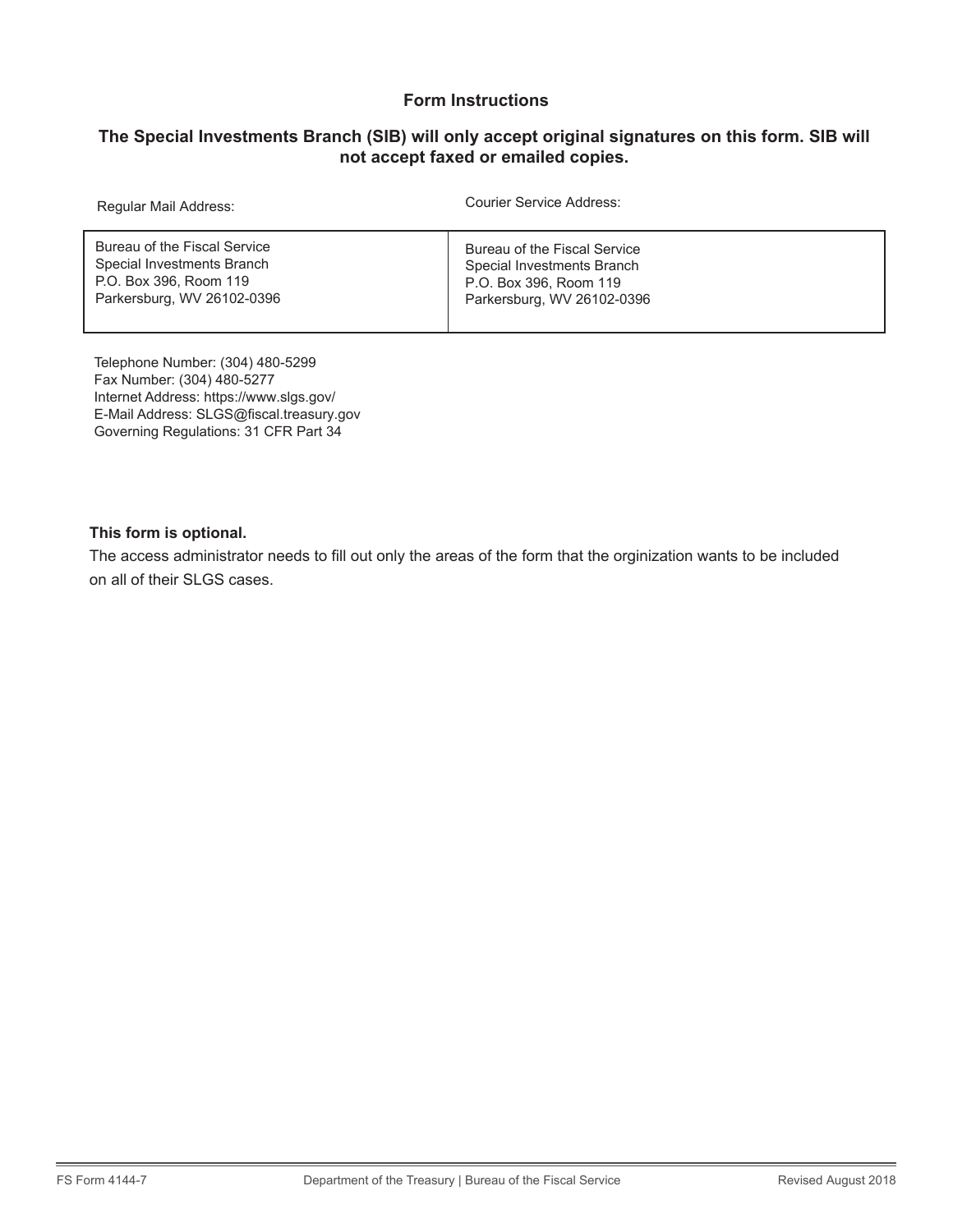## Form Instructions

**The Special Investments Branch (SIB) will only accept original signatures on this form. SIB will not accept faxed or emailed copies.**

| Regular Mail Address: | Courier Service Address: |
|---|---|
| Bureau of the Fiscal Service<br>Special Investments Branch<br>P.O. Box 396, Room 119<br>Parkersburg, WV 26102-0396 | Bureau of the Fiscal Service<br>Special Investments Branch<br>P.O. Box 396, Room 119<br>Parkersburg, WV 26102-0396 |

Telephone Number: (304) 480-5299
Fax Number: (304) 480-5277
Internet Address: https://www.slgs.gov/
E-Mail Address: SLGS@fiscal.treasury.gov
Governing Regulations: 31 CFR Part 34

**This form is optional.**

The access administrator needs to fill out only the areas of the form that the orginization wants to be included on all of their SLGS cases.

FS Form 4144-7 | Department of the Treasury | Bureau of the Fiscal Service | Revised August 2018